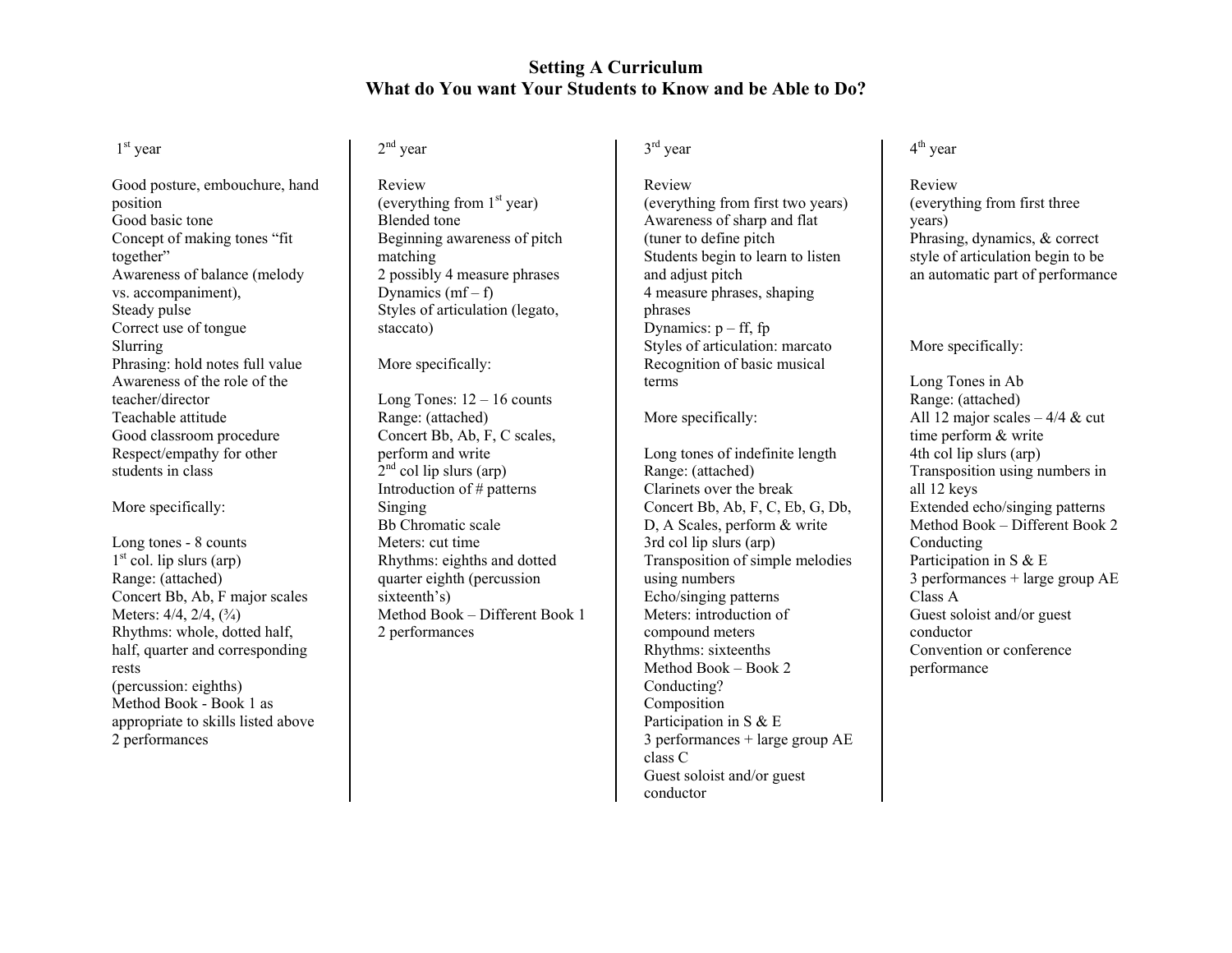# Setting A Curriculum
## What do You want Your Students to Know and be Able to Do?

### 1st year

Good posture, embouchure, hand position
Good basic tone
Concept of making tones "fit together"
Awareness of balance (melody vs. accompaniment),
Steady pulse
Correct use of tongue
Slurring
Phrasing: hold notes full value
Awareness of the role of the teacher/director
Teachable attitude
Good classroom procedure
Respect/empathy for other students in class

More specifically:

Long tones - 8 counts
1st col. lip slurs (arp)
Range: (attached)
Concert Bb, Ab, F major scales
Meters: 4/4, 2/4, (¾)
Rhythms: whole, dotted half, half, quarter and corresponding rests
(percussion: eighths)
Method Book - Book 1 as appropriate to skills listed above
2 performances

### 2nd year

Review
(everything from 1st year)
Blended tone
Beginning awareness of pitch matching
2 possibly 4 measure phrases
Dynamics (mf – f)
Styles of articulation (legato, staccato)

More specifically:

Long Tones: 12 – 16 counts
Range: (attached)
Concert Bb, Ab, F, C scales, perform and write
2nd col lip slurs (arp)
Introduction of # patterns
Singing
Bb Chromatic scale
Meters: cut time
Rhythms: eighths and dotted quarter eighth (percussion sixteenth's)
Method Book – Different Book 1
2 performances

### 3rd year

Review
(everything from first two years)
Awareness of sharp and flat (tuner to define pitch
Students begin to learn to listen and adjust pitch
4 measure phrases, shaping phrases
Dynamics: p – ff, fp
Styles of articulation: marcato
Recognition of basic musical terms

More specifically:

Long tones of indefinite length
Range: (attached)
Clarinets over the break
Concert Bb, Ab, F, C, Eb, G, Db, D, A Scales, perform & write
3rd col lip slurs (arp)
Transposition of simple melodies using numbers
Echo/singing patterns
Meters: introduction of compound meters
Rhythms: sixteenths
Method Book – Book 2
Conducting?
Composition
Participation in S & E
3 performances + large group AE class C
Guest soloist and/or guest conductor

### 4th year

Review
(everything from first three years)
Phrasing, dynamics, & correct style of articulation begin to be an automatic part of performance

More specifically:

Long Tones in Ab
Range: (attached)
All 12 major scales – 4/4 & cut time perform & write
4th col lip slurs (arp)
Transposition using numbers in all 12 keys
Extended echo/singing patterns
Method Book – Different Book 2
Conducting
Participation in S & E
3 performances + large group AE Class A
Guest soloist and/or guest conductor
Convention or conference performance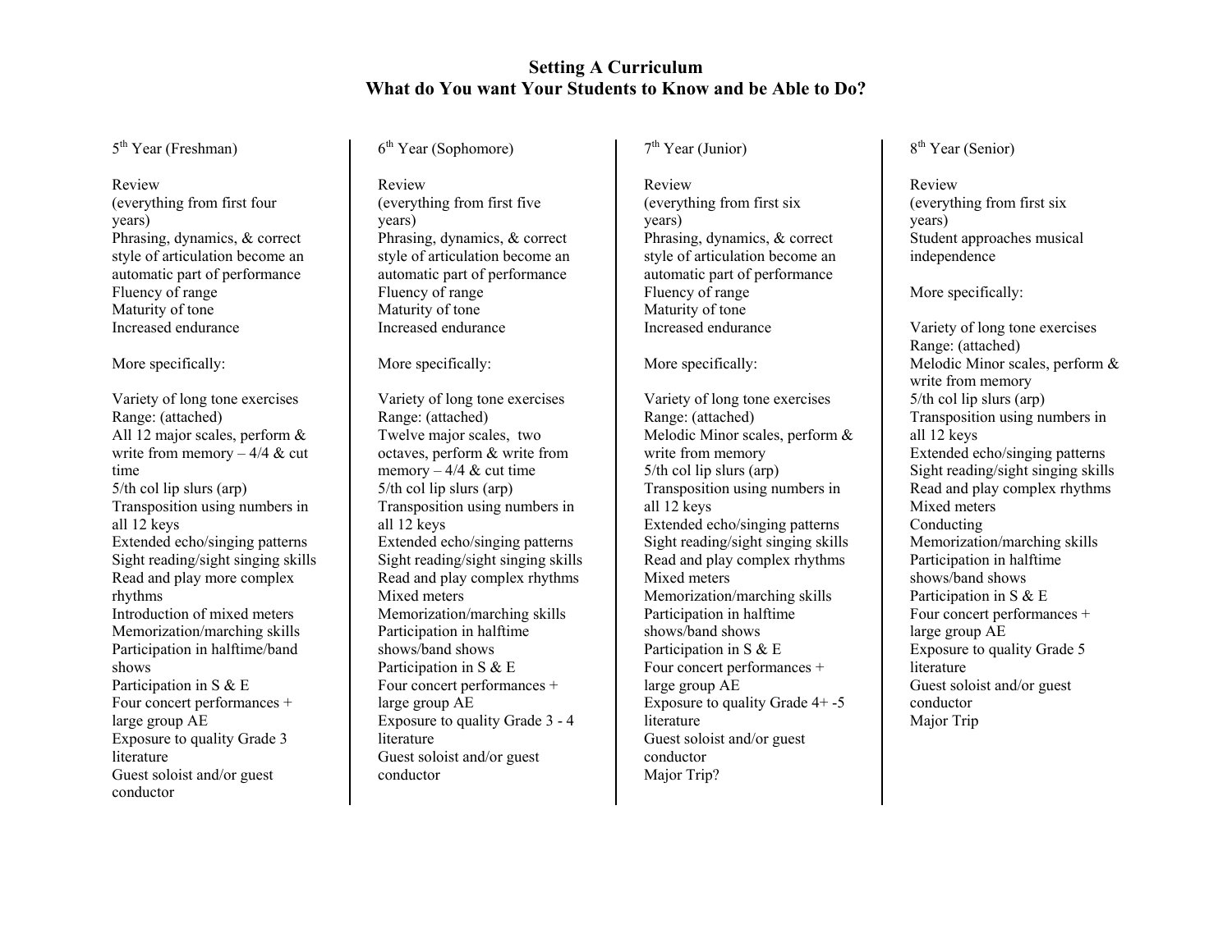**Setting A Curriculum**
**What do You want Your Students to Know and be Able to Do?**

5th Year (Freshman)

Review
(everything from first four years)
Phrasing, dynamics, & correct style of articulation become an automatic part of performance
Fluency of range
Maturity of tone
Increased endurance

More specifically:

Variety of long tone exercises
Range: (attached)
All 12 major scales, perform & write from memory – 4/4 & cut time
5/th col lip slurs (arp)
Transposition using numbers in all 12 keys
Extended echo/singing patterns
Sight reading/sight singing skills
Read and play more complex rhythms
Introduction of mixed meters
Memorization/marching skills
Participation in halftime/band shows
Participation in S & E
Four concert performances + large group AE
Exposure to quality Grade 3 literature
Guest soloist and/or guest conductor

6th Year (Sophomore)

Review
(everything from first five years)
Phrasing, dynamics, & correct style of articulation become an automatic part of performance
Fluency of range
Maturity of tone
Increased endurance

More specifically:

Variety of long tone exercises
Range: (attached)
Twelve major scales, two octaves, perform & write from memory – 4/4 & cut time
5/th col lip slurs (arp)
Transposition using numbers in all 12 keys
Extended echo/singing patterns
Sight reading/sight singing skills
Read and play complex rhythms
Mixed meters
Memorization/marching skills
Participation in halftime shows/band shows
Participation in S & E
Four concert performances + large group AE
Exposure to quality Grade 3 - 4 literature
Guest soloist and/or guest conductor

7th Year (Junior)

Review
(everything from first six years)
Phrasing, dynamics, & correct style of articulation become an automatic part of performance
Fluency of range
Maturity of tone
Increased endurance

More specifically:

Variety of long tone exercises
Range: (attached)
Melodic Minor scales, perform & write from memory
5/th col lip slurs (arp)
Transposition using numbers in all 12 keys
Extended echo/singing patterns
Sight reading/sight singing skills
Read and play complex rhythms
Mixed meters
Memorization/marching skills
Participation in halftime shows/band shows
Participation in S & E
Four concert performances + large group AE
Exposure to quality Grade 4+ -5 literature
Guest soloist and/or guest conductor
Major Trip?

8th Year (Senior)

Review
(everything from first six years)
Student approaches musical independence

More specifically:

Variety of long tone exercises
Range: (attached)
Melodic Minor scales, perform & write from memory
5/th col lip slurs (arp)
Transposition using numbers in all 12 keys
Extended echo/singing patterns
Sight reading/sight singing skills
Read and play complex rhythms
Mixed meters
Conducting
Memorization/marching skills
Participation in halftime shows/band shows
Participation in S & E
Four concert performances + large group AE
Exposure to quality Grade 5 literature
Guest soloist and/or guest conductor
Major Trip